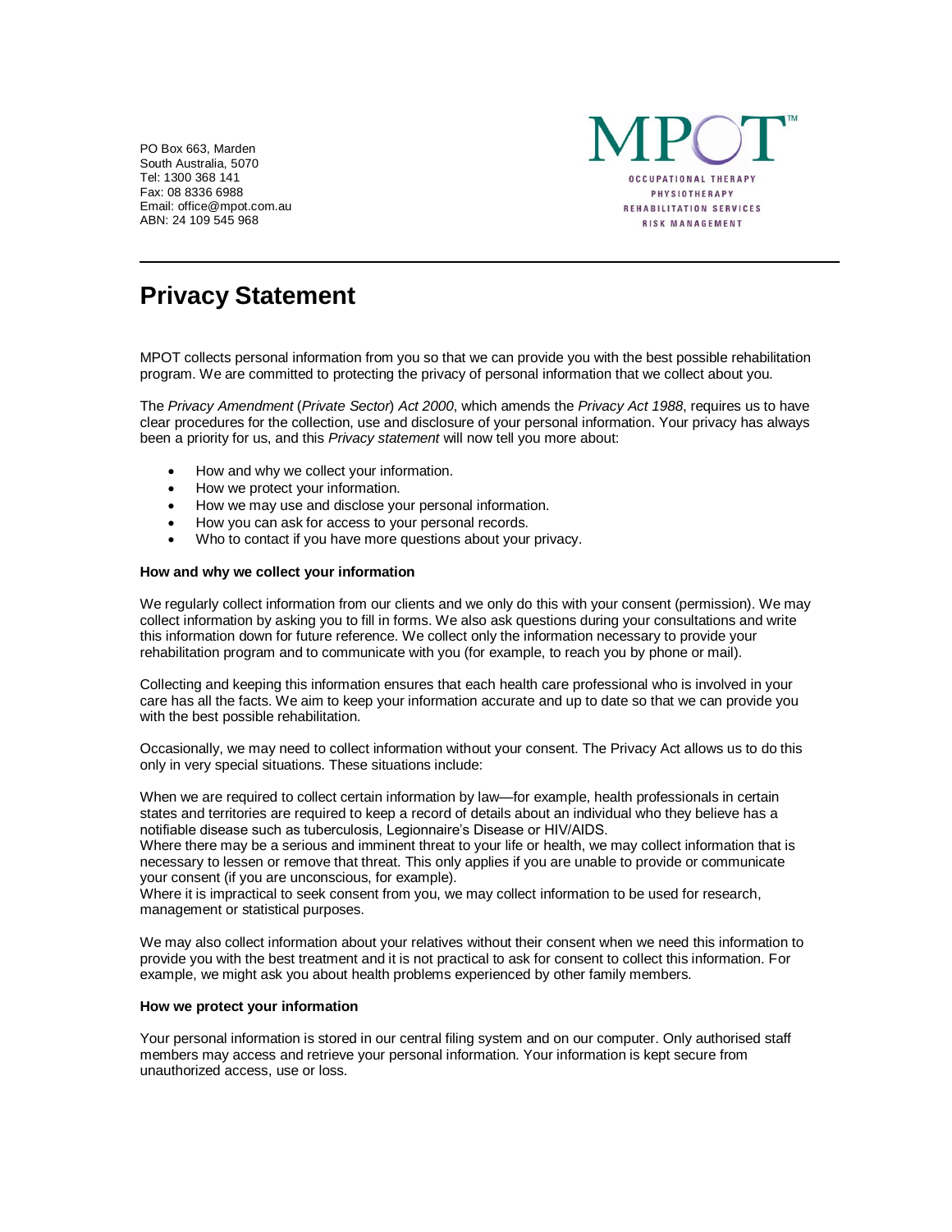PO Box 663, Marden
South Australia, 5070
Tel: 1300 368 141
Fax: 08 8336 6988
Email: office@mpot.com.au
ABN: 24 109 545 968

MPOT™
OCCUPATIONAL THERAPY
PHYSIOTHERAPY
REHABILITATION SERVICES
RISK MANAGEMENT

# Privacy Statement

MPOT collects personal information from you so that we can provide you with the best possible rehabilitation program. We are committed to protecting the privacy of personal information that we collect about you.

The *Privacy Amendment* (*Private Sector*) *Act 2000*, which amends the *Privacy Act 1988*, requires us to have clear procedures for the collection, use and disclosure of your personal information. Your privacy has always been a priority for us, and this *Privacy statement* will now tell you more about:

- How and why we collect your information.
- How we protect your information.
- How we may use and disclose your personal information.
- How you can ask for access to your personal records.
- Who to contact if you have more questions about your privacy.

**How and why we collect your information**

We regularly collect information from our clients and we only do this with your consent (permission). We may collect information by asking you to fill in forms. We also ask questions during your consultations and write this information down for future reference. We collect only the information necessary to provide your rehabilitation program and to communicate with you (for example, to reach you by phone or mail).

Collecting and keeping this information ensures that each health care professional who is involved in your care has all the facts. We aim to keep your information accurate and up to date so that we can provide you with the best possible rehabilitation.

Occasionally, we may need to collect information without your consent. The Privacy Act allows us to do this only in very special situations. These situations include:

When we are required to collect certain information by law—for example, health professionals in certain states and territories are required to keep a record of details about an individual who they believe has a notifiable disease such as tuberculosis, Legionnaire's Disease or HIV/AIDS.
Where there may be a serious and imminent threat to your life or health, we may collect information that is necessary to lessen or remove that threat. This only applies if you are unable to provide or communicate your consent (if you are unconscious, for example).
Where it is impractical to seek consent from you, we may collect information to be used for research, management or statistical purposes.

We may also collect information about your relatives without their consent when we need this information to provide you with the best treatment and it is not practical to ask for consent to collect this information. For example, we might ask you about health problems experienced by other family members.

**How we protect your information**

Your personal information is stored in our central filing system and on our computer. Only authorised staff members may access and retrieve your personal information. Your information is kept secure from unauthorized access, use or loss.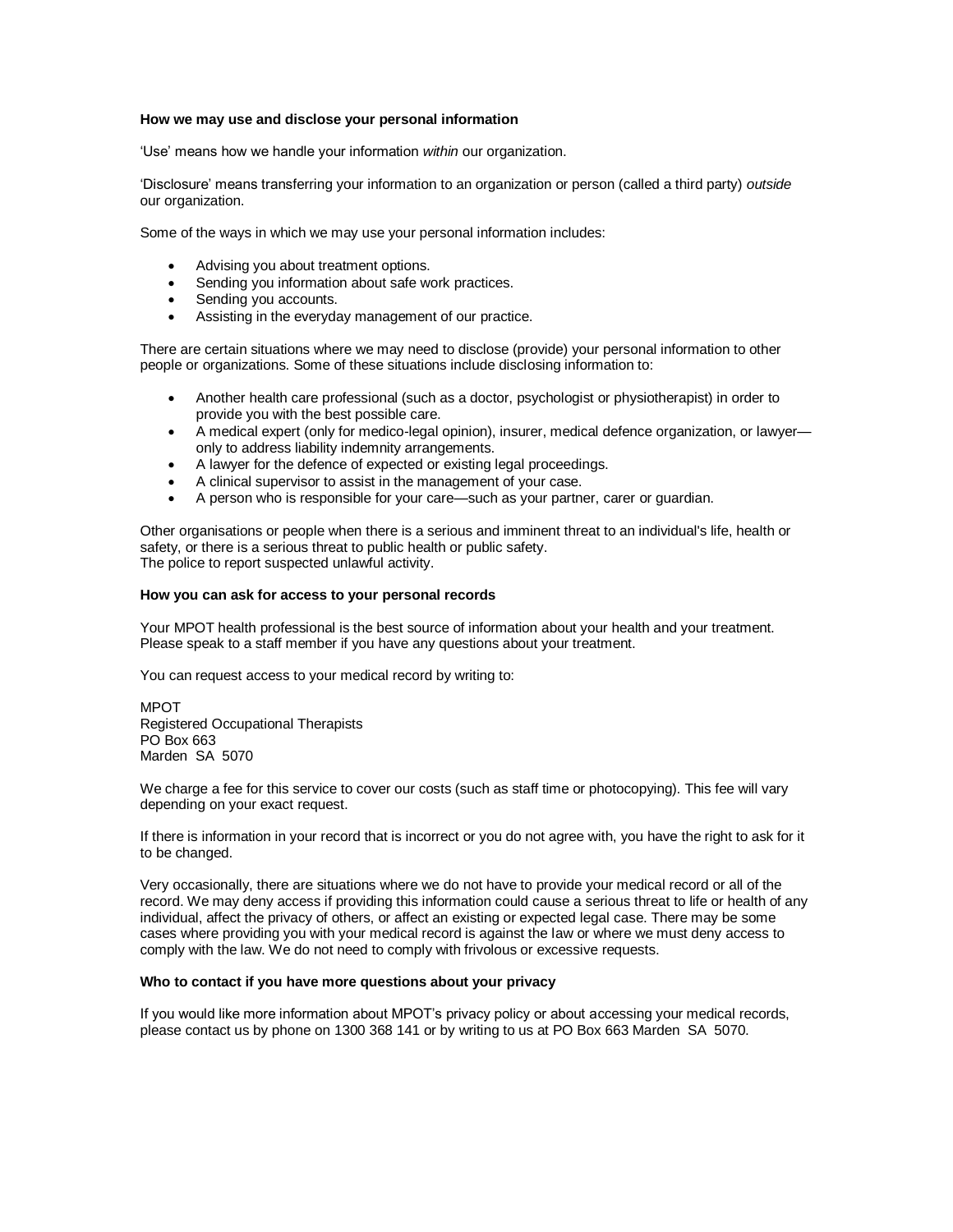**How we may use and disclose your personal information**

'Use' means how we handle your information *within* our organization.

'Disclosure' means transferring your information to an organization or person (called a third party) *outside* our organization.

Some of the ways in which we may use your personal information includes:

- Advising you about treatment options.
- Sending you information about safe work practices.
- Sending you accounts.
- Assisting in the everyday management of our practice.

There are certain situations where we may need to disclose (provide) your personal information to other people or organizations. Some of these situations include disclosing information to:

- Another health care professional (such as a doctor, psychologist or physiotherapist) in order to provide you with the best possible care.
- A medical expert (only for medico-legal opinion), insurer, medical defence organization, or lawyer—only to address liability indemnity arrangements.
- A lawyer for the defence of expected or existing legal proceedings.
- A clinical supervisor to assist in the management of your case.
- A person who is responsible for your care—such as your partner, carer or guardian.

Other organisations or people when there is a serious and imminent threat to an individual's life, health or safety, or there is a serious threat to public health or public safety.
The police to report suspected unlawful activity.

**How you can ask for access to your personal records**

Your MPOT health professional is the best source of information about your health and your treatment. Please speak to a staff member if you have any questions about your treatment.

You can request access to your medical record by writing to:

MPOT
Registered Occupational Therapists
PO Box 663
Marden SA 5070

We charge a fee for this service to cover our costs (such as staff time or photocopying). This fee will vary depending on your exact request.

If there is information in your record that is incorrect or you do not agree with, you have the right to ask for it to be changed.

Very occasionally, there are situations where we do not have to provide your medical record or all of the record. We may deny access if providing this information could cause a serious threat to life or health of any individual, affect the privacy of others, or affect an existing or expected legal case. There may be some cases where providing you with your medical record is against the law or where we must deny access to comply with the law. We do not need to comply with frivolous or excessive requests.

**Who to contact if you have more questions about your privacy**

If you would like more information about MPOT's privacy policy or about accessing your medical records, please contact us by phone on 1300 368 141 or by writing to us at PO Box 663 Marden SA 5070.